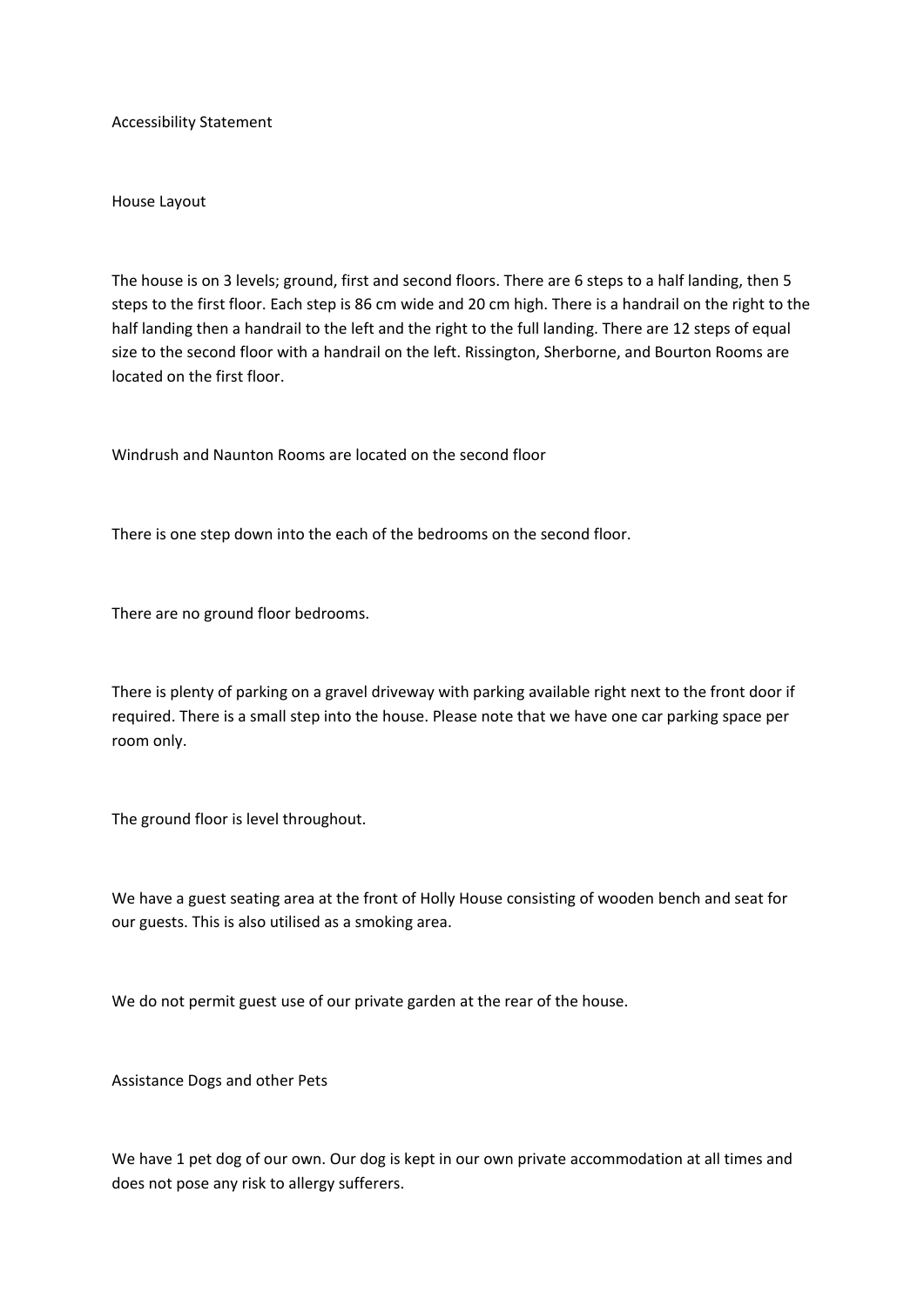# Accessibility Statement

## House Layout

The house is on 3 levels; ground, first and second floors. There are 6 steps to a half landing, then 5 steps to the first floor. Each step is 86 cm wide and 20 cm high. There is a handrail on the right to the half landing then a handrail to the left and the right to the full landing. There are 12 steps of equal size to the second floor with a handrail on the left. Rissington, Sherborne, and Bourton Rooms are located on the first floor.

Windrush and Naunton Rooms are located on the second floor

There is one step down into the each of the bedrooms on the second floor.

There are no ground floor bedrooms.

There is plenty of parking on a gravel driveway with parking available right next to the front door if required. There is a small step into the house. Please note that we have one car parking space per room only.

The ground floor is level throughout.

We have a guest seating area at the front of Holly House consisting of wooden bench and seat for our guests. This is also utilised as a smoking area.

We do not permit guest use of our private garden at the rear of the house.

## Assistance Dogs and other Pets

We have 1 pet dog of our own. Our dog is kept in our own private accommodation at all times and does not pose any risk to allergy sufferers.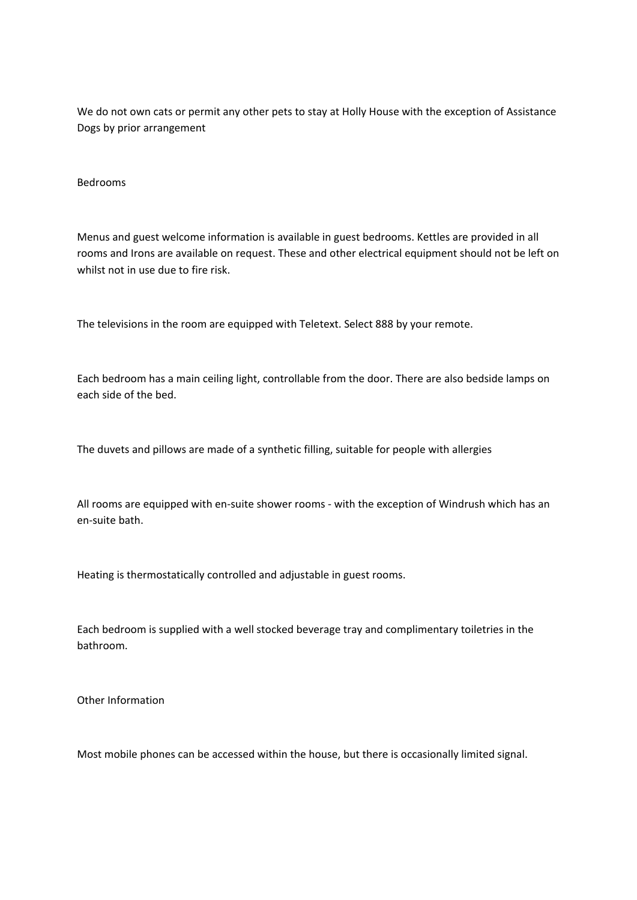We do not own cats or permit any other pets to stay at Holly House with the exception of Assistance Dogs by prior arrangement

## Bedrooms

Menus and guest welcome information is available in guest bedrooms. Kettles are provided in all rooms and Irons are available on request. These and other electrical equipment should not be left on whilst not in use due to fire risk.

The televisions in the room are equipped with Teletext. Select 888 by your remote.

Each bedroom has a main ceiling light, controllable from the door. There are also bedside lamps on each side of the bed.

The duvets and pillows are made of a synthetic filling, suitable for people with allergies

All rooms are equipped with en-suite shower rooms - with the exception of Windrush which has an en-suite bath.

Heating is thermostatically controlled and adjustable in guest rooms.

Each bedroom is supplied with a well stocked beverage tray and complimentary toiletries in the bathroom.

## Other Information

Most mobile phones can be accessed within the house, but there is occasionally limited signal.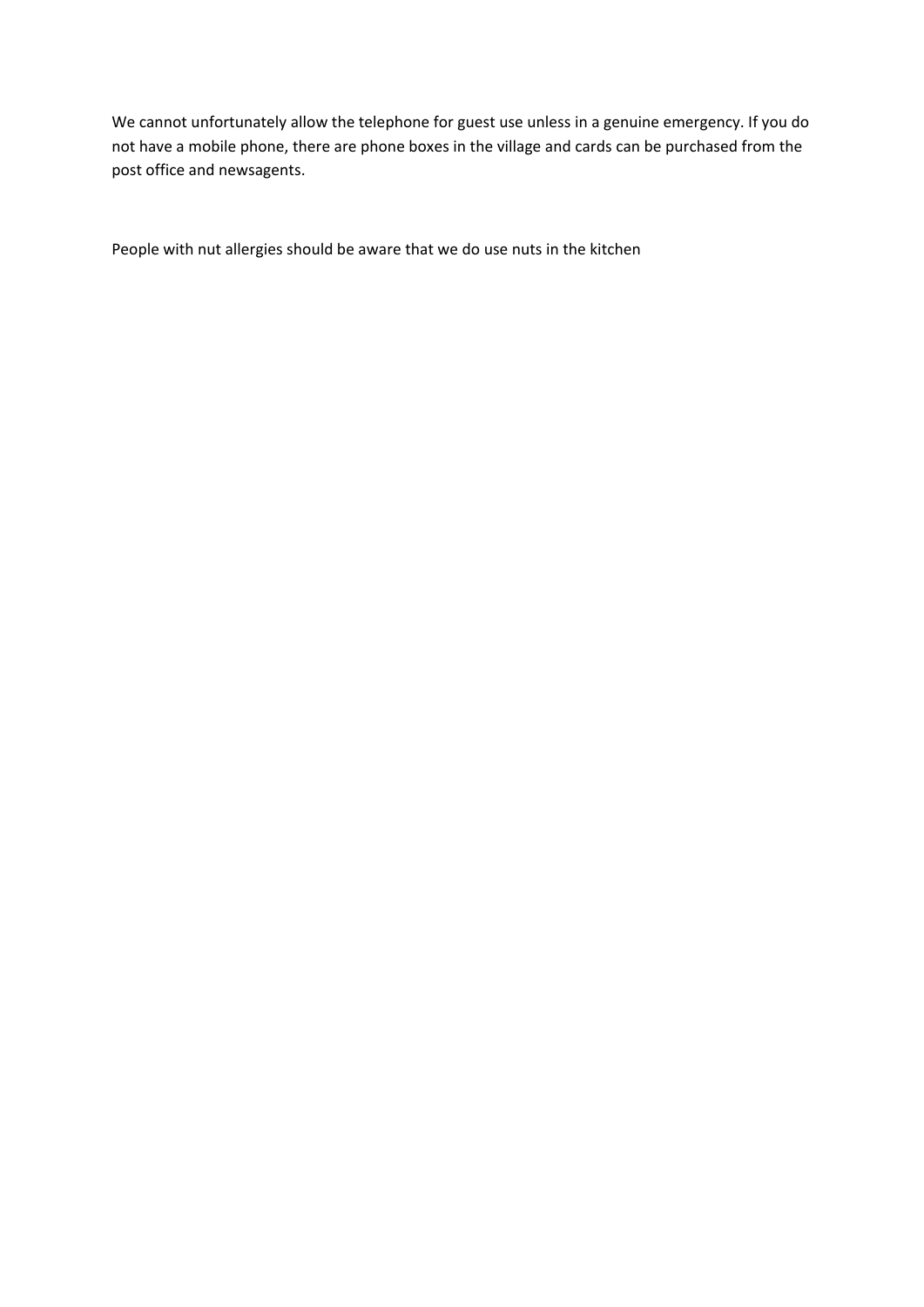We cannot unfortunately allow the telephone for guest use unless in a genuine emergency. If you do not have a mobile phone, there are phone boxes in the village and cards can be purchased from the post office and newsagents.

People with nut allergies should be aware that we do use nuts in the kitchen